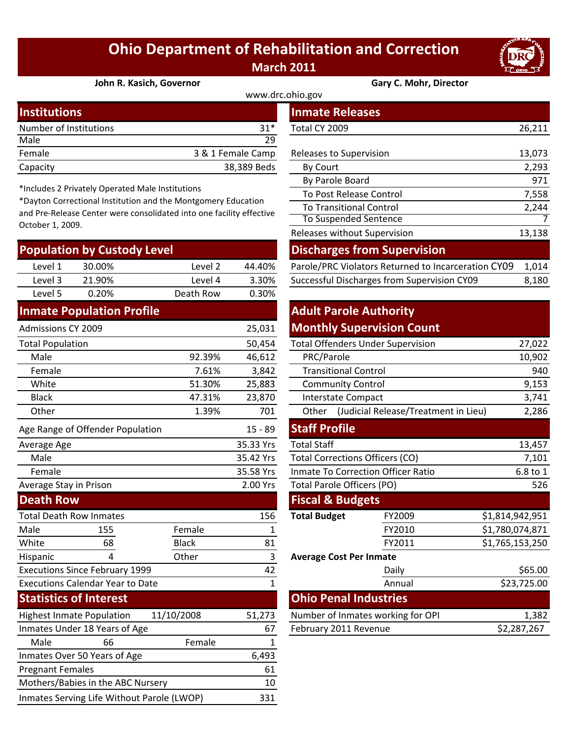# Ohio Department of Rehabilitation and Correction

## March 2011

**John R. Kasich, Governor** — **Gary C. Mohr, Director**

www.drc.ohio.gov

## Institutions

| | |
|---|---|
| Number of Institutions | 31* |
| Male | 29 |
| Female | 3 & 1 Female Camp |
| Capacity | 38,389 Beds |

*Includes 2 Privately Operated Male Institutions
*Dayton Correctional Institution and the Montgomery Education and Pre-Release Center were consolidated into one facility effective October 1, 2009.

## Population by Custody Level

| | | | |
|---|---|---|---|
| Level 1 | 30.00% | Level 2 | 44.40% |
| Level 3 | 21.90% | Level 4 | 3.30% |
| Level 5 | 0.20% | Death Row | 0.30% |

## Inmate Population Profile

| | | |
|---|---|---|
| Admissions CY 2009 | | 25,031 |
| Total Population | | 50,454 |
| Male | 92.39% | 46,612 |
| Female | 7.61% | 3,842 |
| White | 51.30% | 25,883 |
| Black | 47.31% | 23,870 |
| Other | 1.39% | 701 |
| Age Range of Offender Population | | 15 - 89 |
| Average Age | | 35.33 Yrs |
| Male | | 35.42 Yrs |
| Female | | 35.58 Yrs |
| Average Stay in Prison | | 2.00 Yrs |

## Death Row

| | | | |
|---|---|---|---|
| Total Death Row Inmates | | | 156 |
| Male | 155 | Female | 1 |
| White | 68 | Black | 81 |
| Hispanic | 4 | Other | 3 |
| Executions Since February 1999 | | | 42 |
| Executions Calendar Year to Date | | | 1 |

## Statistics of Interest

| | | | |
|---|---|---|---|
| Highest Inmate Population | 11/10/2008 | | 51,273 |
| Inmates Under 18 Years of Age | | | 67 |
| Male | 66 | Female | 1 |
| Inmates Over 50 Years of Age | | | 6,493 |
| Pregnant Females | | | 61 |
| Mothers/Babies in the ABC Nursery | | | 10 |
| Inmates Serving Life Without Parole (LWOP) | | | 331 |

## Inmate Releases

| | |
|---|---|
| Total CY 2009 | 26,211 |
| Releases to Supervision | 13,073 |
| By Court | 2,293 |
| By Parole Board | 971 |
| To Post Release Control | 7,558 |
| To Transitional Control | 2,244 |
| To Suspended Sentence | 7 |
| Releases without Supervision | 13,138 |

## Discharges from Supervision

| | |
|---|---|
| Parole/PRC Violators Returned to Incarceration CY09 | 1,014 |
| Successful Discharges from Supervision CY09 | 8,180 |

## Adult Parole Authority Monthly Supervision Count

| | |
|---|---|
| Total Offenders Under Supervision | 27,022 |
| PRC/Parole | 10,902 |
| Transitional Control | 940 |
| Community Control | 9,153 |
| Interstate Compact | 3,741 |
| Other (Judicial Release/Treatment in Lieu) | 2,286 |

## Staff Profile

| | |
|---|---|
| Total Staff | 13,457 |
| Total Corrections Officers (CO) | 7,101 |
| Inmate To Correction Officer Ratio | 6.8 to 1 |
| Total Parole Officers (PO) | 526 |

## Fiscal & Budgets

| | | |
|---|---|---|
| **Total Budget** | FY2009 | $1,814,942,951 |
| | FY2010 | $1,780,074,871 |
| | FY2011 | $1,765,153,250 |
| **Average Cost Per Inmate** | | |
| | Daily | $65.00 |
| | Annual | $23,725.00 |

## Ohio Penal Industries

| | |
|---|---|
| Number of Inmates working for OPI | 1,382 |
| February 2011 Revenue | $2,287,267 |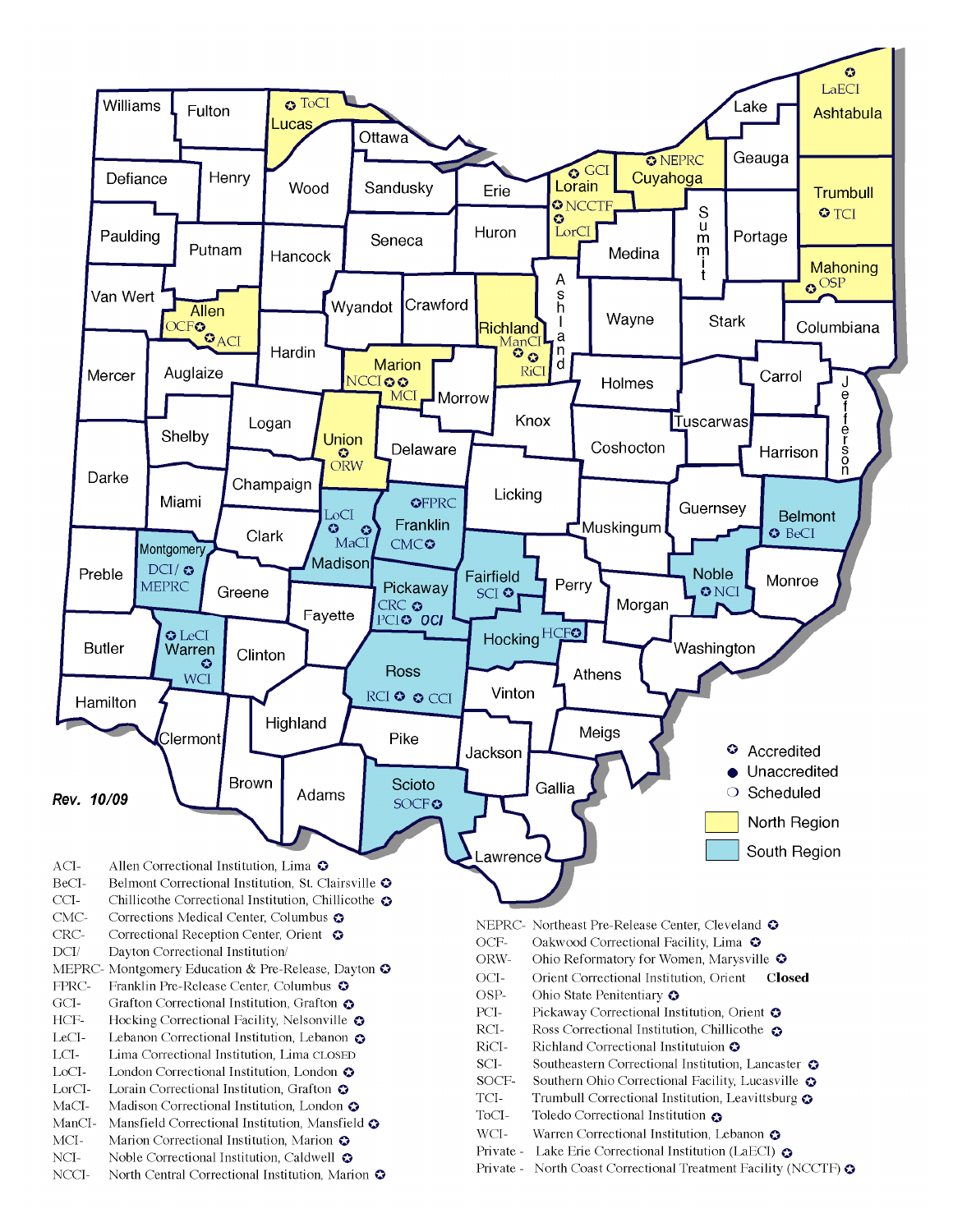Rev. 10/09

- Accredited
- Unaccredited
- Scheduled
- North Region
- South Region

ACI- Allen Correctional Institution, Lima
BeCI- Belmont Correctional Institution, St. Clairsville
CCI- Chillicothe Correctional Institution, Chillicothe
CMC- Corrections Medical Center, Columbus
CRC- Correctional Reception Center, Orient
DCI/ Dayton Correctional Institution/
MEPRC- Montgomery Education & Pre-Release, Dayton
FPRC- Franklin Pre-Release Center, Columbus
GCI- Grafton Correctional Institution, Grafton
HCF- Hocking Correctional Facility, Nelsonville
LeCI- Lebanon Correctional Institution, Lebanon
LCI- Lima Correctional Institution, Lima CLOSED
LoCI- London Correctional Institution, London
LorCI- Lorain Correctional Institution, Grafton
MaCI- Madison Correctional Institution, London
ManCI- Mansfield Correctional Institution, Mansfield
MCI- Marion Correctional Institution, Marion
NCI- Noble Correctional Institution, Caldwell
NCCI- North Central Correctional Institution, Marion

NEPRC- Northeast Pre-Release Center, Cleveland
OCF- Oakwood Correctional Facility, Lima
ORW- Ohio Reformatory for Women, Marysville
OCI- Orient Correctional Institution, Orient **Closed**
OSP- Ohio State Penitentiary
PCI- Pickaway Correctional Institution, Orient
RCI- Ross Correctional Institution, Chillicothe
RiCI- Richland Correctional Instituiton
SCI- Southeastern Correctional Institution, Lancaster
SOCF- Southern Ohio Correctional Facility, Lucasville
TCI- Trumbull Correctional Institution, Leavittsburg
ToCI- Toledo Correctional Institution
WCI- Warren Correctional Institution, Lebanon
Private - Lake Erie Correctional Institution (LaECI)
Private - North Coast Correctional Treatment Facility (NCCTF)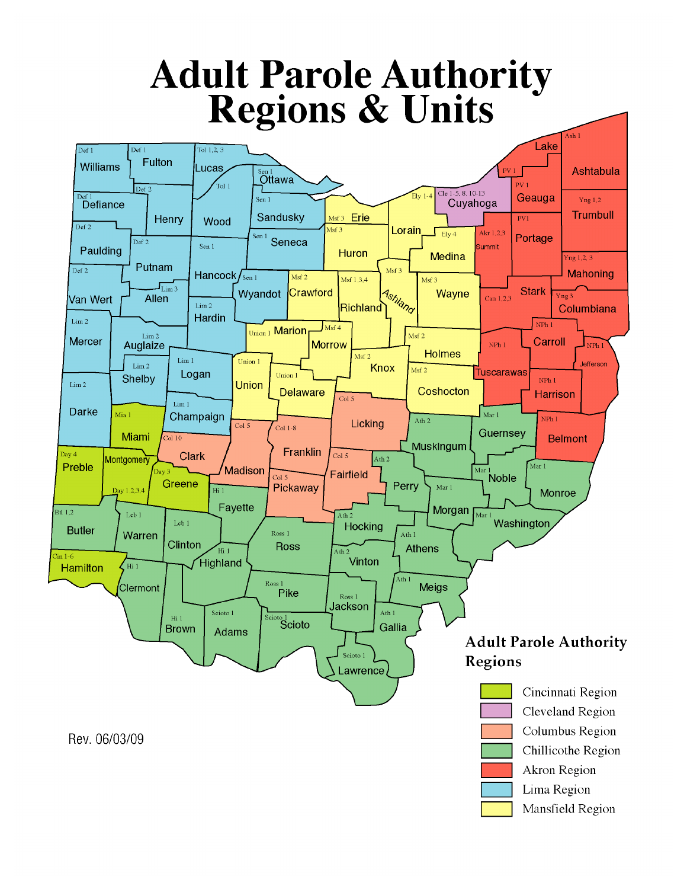# Adult Parole Authority Regions & Units

Def 1 Williams
Def 1 Fulton
Tol 1,2, 3 Lucas
Sen 1 Ottawa
Tol 1
Def 1 Defiance
Def 2 Henry
Wood
Sen 1 Sandusky
Msf 3 Erie
Ely 1-4 Lorain
Cle 1-5, 8, 10-13 Cuyahoga
PV 1 Lake
Ash 1 Ashtabula
PV 1 Geauga
Yng 1,2 Trumbull
Def 2 Paulding
Def 2 Putnam
Sen 1 Hancock
Sen 1 Seneca
Msf 3 Huron
Ely 4 Medina
Akr 1,2,3 Summit
PV1 Portage
Yng 1, 2, 3 Mahoning
Def 2 Van Wert
Lim 3 Allen
Sen 1 Wyandot
Msf 2 Crawford
Msf 1,3,4 Richland
Msf 3 Ashland
Msf 3 Wayne
Can 1,2,3 Stark
Yng 3 Columbiana
Lim 2 Mercer
Lim 2 Auglaize
Lim 2 Hardin
Union 1 Marion
Msf 4 Morrow
Msf 2 Knox
Msf 2 Holmes
NPh 1 Tuscarawas
NPh 1 Carroll
NPh 1 Jefferson
Lim 2 Shelby
Lim 1 Logan
Union 1 Union
Union 1 Delaware
Msf 2 Coshocton
NPh 1 Harrison
Lim 2 Darke
Mia 1 Miami
Lim 1 Champaign
Col 5 Licking
Ath 2 Muskingum
Mar 1 Guernsey
NPh 1 Belmont
Col 10 Clark
Col 5 Madison
Col 1-8 Franklin
Col 5 Fairfield
Ath 2 Perry
Mar 1 Noble
Mar 1 Monroe
Day 4 Preble
Montgomery
Day 1,2,3,4
Day 3 Greene
Hi 1 Fayette
Col 5 Pickaway
Mar 1 Morgan
Mar 1 Washington
Btl 1,2 Butler
Leb 1 Warren
Leb 1 Clinton
Ross 1 Ross
Ath 2 Hocking
Ath 1 Athens
Cin 1-6 Hamilton
Hi 1 Clermont
Hi 1 Highland
Ath 2 Vinton
Ath 1 Meigs
Ross 1 Pike
Ross 1 Jackson
Ath 1 Gallia
Hi 1 Brown
Scioto 1 Adams
Scioto 1 Scioto
Scioto 1 Lawrence

**Adult Parole Authority Regions**

- Cincinnati Region
- Cleveland Region
- Columbus Region
- Chillicothe Region
- Akron Region
- Lima Region
- Mansfield Region

Rev. 06/03/09